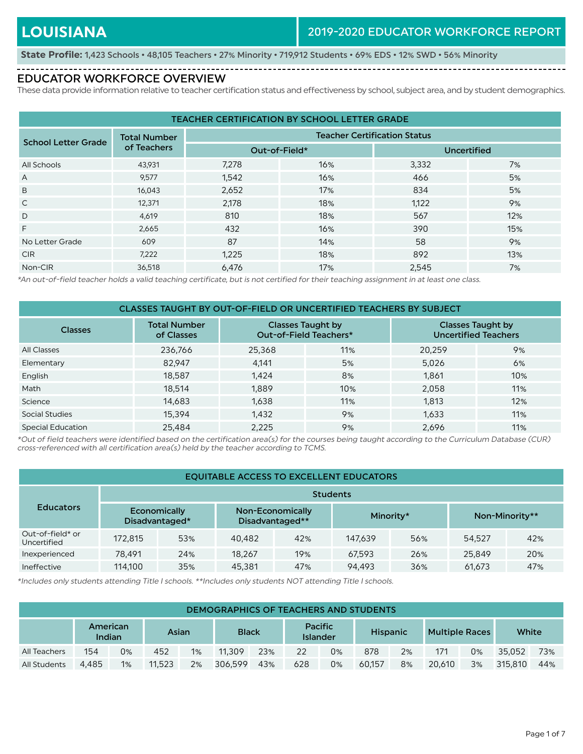# LOUISIANA

## 2019-2020 EDUCATOR WORKFORCE REPORT

**State Profile:** 1,423 Schools • 48,105 Teachers • 27% Minority • 719,912 Students • 69% EDS • 12% SWD • 56% Minority

## EDUCATOR WORKFORCE OVERVIEW

These data provide information relative to teacher certification status and effectiveness by school, subject area, and by student demographics.

### TEACHER CERTIFICATION BY SCHOOL LETTER GRADE

| School Letter Grade | Total Number of Teachers | Teacher Certification Status | | | |
|---|---|---|---|---|---|
| | | Out-of-Field* | | Uncertified | |
| All Schools | 43,931 | 7,278 | 16% | 3,332 | 7% |
| A | 9,577 | 1,542 | 16% | 466 | 5% |
| B | 16,043 | 2,652 | 17% | 834 | 5% |
| C | 12,371 | 2,178 | 18% | 1,122 | 9% |
| D | 4,619 | 810 | 18% | 567 | 12% |
| F | 2,665 | 432 | 16% | 390 | 15% |
| No Letter Grade | 609 | 87 | 14% | 58 | 9% |
| CIR | 7,222 | 1,225 | 18% | 892 | 13% |
| Non-CIR | 36,518 | 6,476 | 17% | 2,545 | 7% |

*An out-of-field teacher holds a valid teaching certificate, but is not certified for their teaching assignment in at least one class.*

### CLASSES TAUGHT BY OUT-OF-FIELD OR UNCERTIFIED TEACHERS BY SUBJECT

| Classes | Total Number of Classes | Classes Taught by Out-of-Field Teachers* | | Classes Taught by Uncertified Teachers | |
|---|---|---|---|---|---|
| All Classes | 236,766 | 25,368 | 11% | 20,259 | 9% |
| Elementary | 82,947 | 4,141 | 5% | 5,026 | 6% |
| English | 18,587 | 1,424 | 8% | 1,861 | 10% |
| Math | 18,514 | 1,889 | 10% | 2,058 | 11% |
| Science | 14,683 | 1,638 | 11% | 1,813 | 12% |
| Social Studies | 15,394 | 1,432 | 9% | 1,633 | 11% |
| Special Education | 25,484 | 2,225 | 9% | 2,696 | 11% |

*Out of field teachers were identified based on the certification area(s) for the courses being taught according to the Curriculum Database (CUR) cross-referenced with all certification area(s) held by the teacher according to TCMS.*

### EQUITABLE ACCESS TO EXCELLENT EDUCATORS

| Educators | Students | | | | | | | |
|---|---|---|---|---|---|---|---|---|
| | Economically Disadvantaged* | | Non-Economically Disadvantaged** | | Minority* | | Non-Minority** | |
| Out-of-field* or Uncertified | 172,815 | 53% | 40,482 | 42% | 147,639 | 56% | 54,527 | 42% |
| Inexperienced | 78,491 | 24% | 18,267 | 19% | 67,593 | 26% | 25,849 | 20% |
| Ineffective | 114,100 | 35% | 45,381 | 47% | 94,493 | 36% | 61,673 | 47% |

*Includes only students attending Title I schools. **Includes only students NOT attending Title I schools.*

### DEMOGRAPHICS OF TEACHERS AND STUDENTS

| | American Indian | | Asian | | Black | | Pacific Islander | | Hispanic | | Multiple Races | | White | |
|---|---|---|---|---|---|---|---|---|---|---|---|---|---|---|
| All Teachers | 154 | 0% | 452 | 1% | 11,309 | 23% | 22 | 0% | 878 | 2% | 171 | 0% | 35,052 | 73% |
| All Students | 4,485 | 1% | 11,523 | 2% | 306,599 | 43% | 628 | 0% | 60,157 | 8% | 20,610 | 3% | 315,810 | 44% |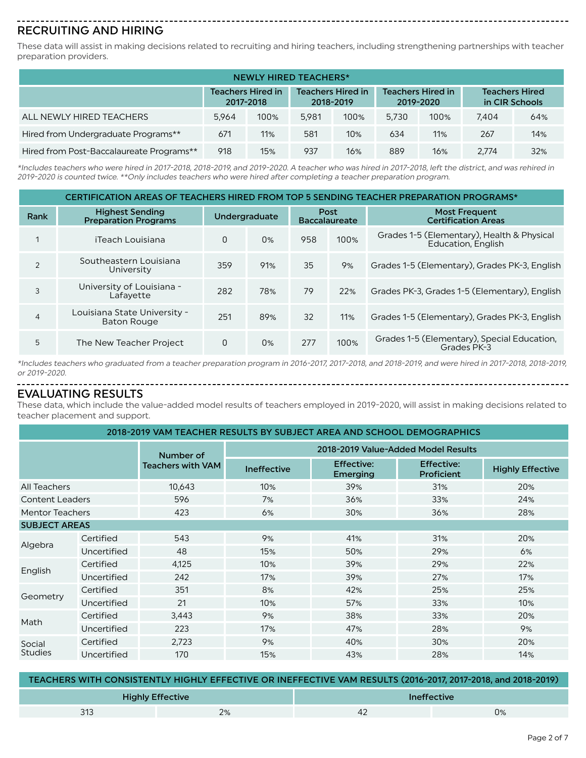## RECRUITING AND HIRING

These data will assist in making decisions related to recruiting and hiring teachers, including strengthening partnerships with teacher preparation providers.

| NEWLY HIRED TEACHERS* | | | | | | | | |
|---|---|---|---|---|---|---|---|---|
| | Teachers Hired in 2017-2018 | | Teachers Hired in 2018-2019 | | Teachers Hired in 2019-2020 | | Teachers Hired in CIR Schools | |
| ALL NEWLY HIRED TEACHERS | 5,964 | 100% | 5,981 | 100% | 5,730 | 100% | 7,404 | 64% |
| Hired from Undergraduate Programs** | 671 | 11% | 581 | 10% | 634 | 11% | 267 | 14% |
| Hired from Post-Baccalaureate Programs** | 918 | 15% | 937 | 16% | 889 | 16% | 2,774 | 32% |

*Includes teachers who were hired in 2017-2018, 2018-2019, and 2019-2020. A teacher who was hired in 2017-2018, left the district, and was rehired in 2019-2020 is counted twice. **Only includes teachers who were hired after completing a teacher preparation program.*

| CERTIFICATION AREAS OF TEACHERS HIRED FROM TOP 5 SENDING TEACHER PREPARATION PROGRAMS* | | | | | | |
|---|---|---|---|---|---|---|
| Rank | Highest Sending Preparation Programs | Undergraduate | | Post Baccalaureate | | Most Frequent Certification Areas |
| 1 | iTeach Louisiana | 0 | 0% | 958 | 100% | Grades 1-5 (Elementary), Health & Physical Education, English |
| 2 | Southeastern Louisiana University | 359 | 91% | 35 | 9% | Grades 1-5 (Elementary), Grades PK-3, English |
| 3 | University of Louisiana - Lafayette | 282 | 78% | 79 | 22% | Grades PK-3, Grades 1-5 (Elementary), English |
| 4 | Louisiana State University - Baton Rouge | 251 | 89% | 32 | 11% | Grades 1-5 (Elementary), Grades PK-3, English |
| 5 | The New Teacher Project | 0 | 0% | 277 | 100% | Grades 1-5 (Elementary), Special Education, Grades PK-3 |

*Includes teachers who graduated from a teacher preparation program in 2016-2017, 2017-2018, and 2018-2019, and were hired in 2017-2018, 2018-2019, or 2019-2020.*

## EVALUATING RESULTS

These data, which include the value-added model results of teachers employed in 2019-2020, will assist in making decisions related to teacher placement and support.

| 2018-2019 VAM TEACHER RESULTS BY SUBJECT AREA AND SCHOOL DEMOGRAPHICS | | | | | | |
|---|---|---|---|---|---|---|
| | | Number of Teachers with VAM | 2018-2019 Value-Added Model Results | | | |
| | | | Ineffective | Effective: Emerging | Effective: Proficient | Highly Effective |
| All Teachers | | 10,643 | 10% | 39% | 31% | 20% |
| Content Leaders | | 596 | 7% | 36% | 33% | 24% |
| Mentor Teachers | | 423 | 6% | 30% | 36% | 28% |
| **SUBJECT AREAS** | | | | | | |
| Algebra | Certified | 543 | 9% | 41% | 31% | 20% |
| | Uncertified | 48 | 15% | 50% | 29% | 6% |
| English | Certified | 4,125 | 10% | 39% | 29% | 22% |
| | Uncertified | 242 | 17% | 39% | 27% | 17% |
| Geometry | Certified | 351 | 8% | 42% | 25% | 25% |
| | Uncertified | 21 | 10% | 57% | 33% | 10% |
| Math | Certified | 3,443 | 9% | 38% | 33% | 20% |
| | Uncertified | 223 | 17% | 47% | 28% | 9% |
| Social Studies | Certified | 2,723 | 9% | 40% | 30% | 20% |
| | Uncertified | 170 | 15% | 43% | 28% | 14% |

| TEACHERS WITH CONSISTENTLY HIGHLY EFFECTIVE OR INEFFECTIVE VAM RESULTS (2016-2017, 2017-2018, and 2018-2019) | | | |
|---|---|---|---|
| Highly Effective | | Ineffective | |
| 313 | 2% | 42 | 0% |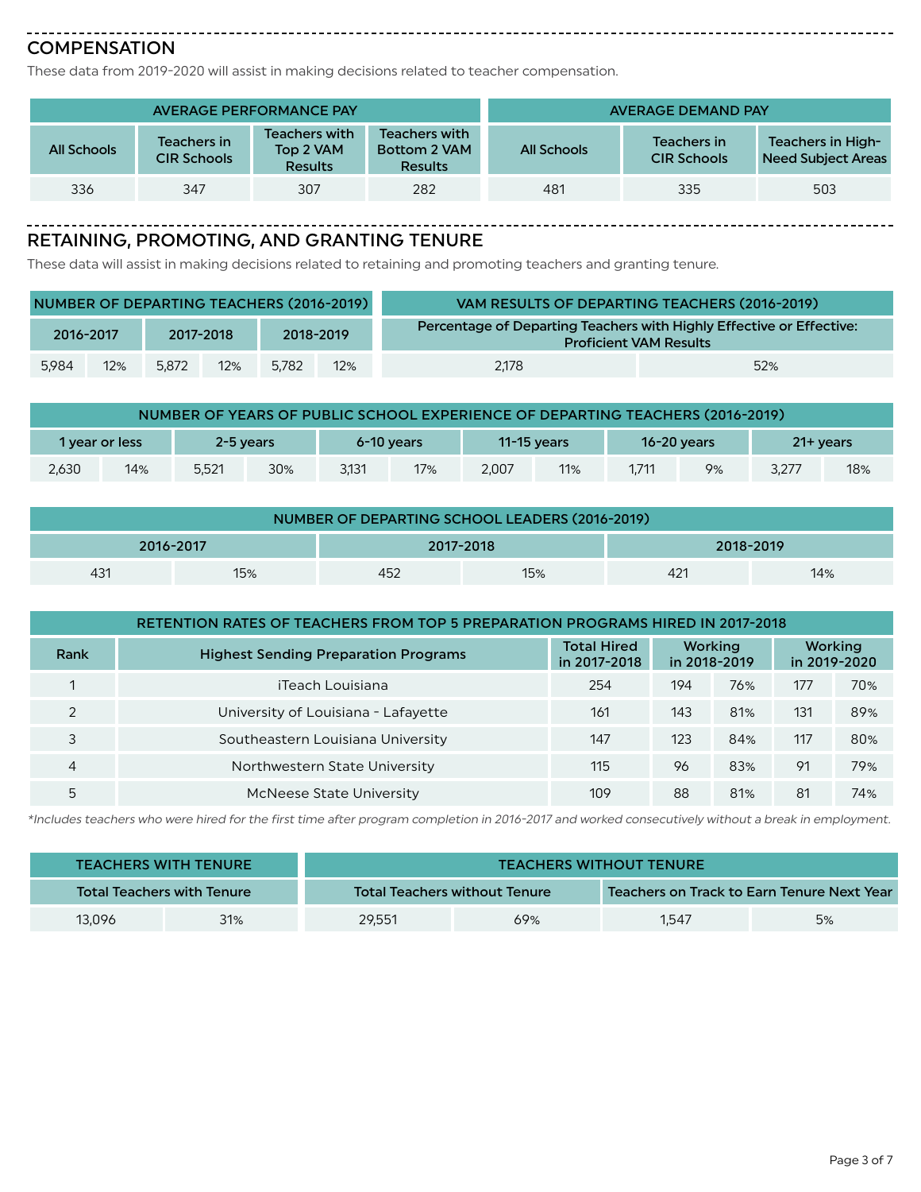## COMPENSATION

These data from 2019-2020 will assist in making decisions related to teacher compensation.

| AVERAGE PERFORMANCE PAY | | | |
|---|---|---|---|
| All Schools | Teachers in CIR Schools | Teachers with Top 2 VAM Results | Teachers with Bottom 2 VAM Results |
| 336 | 347 | 307 | 282 |

| AVERAGE DEMAND PAY | | |
|---|---|---|
| All Schools | Teachers in CIR Schools | Teachers in High-Need Subject Areas |
| 481 | 335 | 503 |

## RETAINING, PROMOTING, AND GRANTING TENURE

These data will assist in making decisions related to retaining and promoting teachers and granting tenure.

| NUMBER OF DEPARTING TEACHERS (2016-2019) | | | | | |
|---|---|---|---|---|---|
| 2016-2017 | | 2017-2018 | | 2018-2019 | |
| 5,984 | 12% | 5,872 | 12% | 5,782 | 12% |

| VAM RESULTS OF DEPARTING TEACHERS (2016-2019) | |
|---|---|
| Percentage of Departing Teachers with Highly Effective or Effective: Proficient VAM Results | |
| 2,178 | 52% |

| NUMBER OF YEARS OF PUBLIC SCHOOL EXPERIENCE OF DEPARTING TEACHERS (2016-2019) | | | | | | | | | | | |
|---|---|---|---|---|---|---|---|---|---|---|---|
| 1 year or less | | 2-5 years | | 6-10 years | | 11-15 years | | 16-20 years | | 21+ years | |
| 2,630 | 14% | 5,521 | 30% | 3,131 | 17% | 2,007 | 11% | 1,711 | 9% | 3,277 | 18% |

| NUMBER OF DEPARTING SCHOOL LEADERS (2016-2019) | | | | | |
|---|---|---|---|---|---|
| 2016-2017 | | 2017-2018 | | 2018-2019 | |
| 431 | 15% | 452 | 15% | 421 | 14% |

| RETENTION RATES OF TEACHERS FROM TOP 5 PREPARATION PROGRAMS HIRED IN 2017-2018 | | | | | | |
|---|---|---|---|---|---|---|
| Rank | Highest Sending Preparation Programs | Total Hired in 2017-2018 | Working in 2018-2019 | | Working in 2019-2020 | |
| 1 | iTeach Louisiana | 254 | 194 | 76% | 177 | 70% |
| 2 | University of Louisiana - Lafayette | 161 | 143 | 81% | 131 | 89% |
| 3 | Southeastern Louisiana University | 147 | 123 | 84% | 117 | 80% |
| 4 | Northwestern State University | 115 | 96 | 83% | 91 | 79% |
| 5 | McNeese State University | 109 | 88 | 81% | 81 | 74% |

*Includes teachers who were hired for the first time after program completion in 2016-2017 and worked consecutively without a break in employment.*

| TEACHERS WITH TENURE | |
|---|---|
| Total Teachers with Tenure | |
| 13,096 | 31% |

| TEACHERS WITHOUT TENURE | | | |
|---|---|---|---|
| Total Teachers without Tenure | | Teachers on Track to Earn Tenure Next Year | |
| 29,551 | 69% | 1,547 | 5% |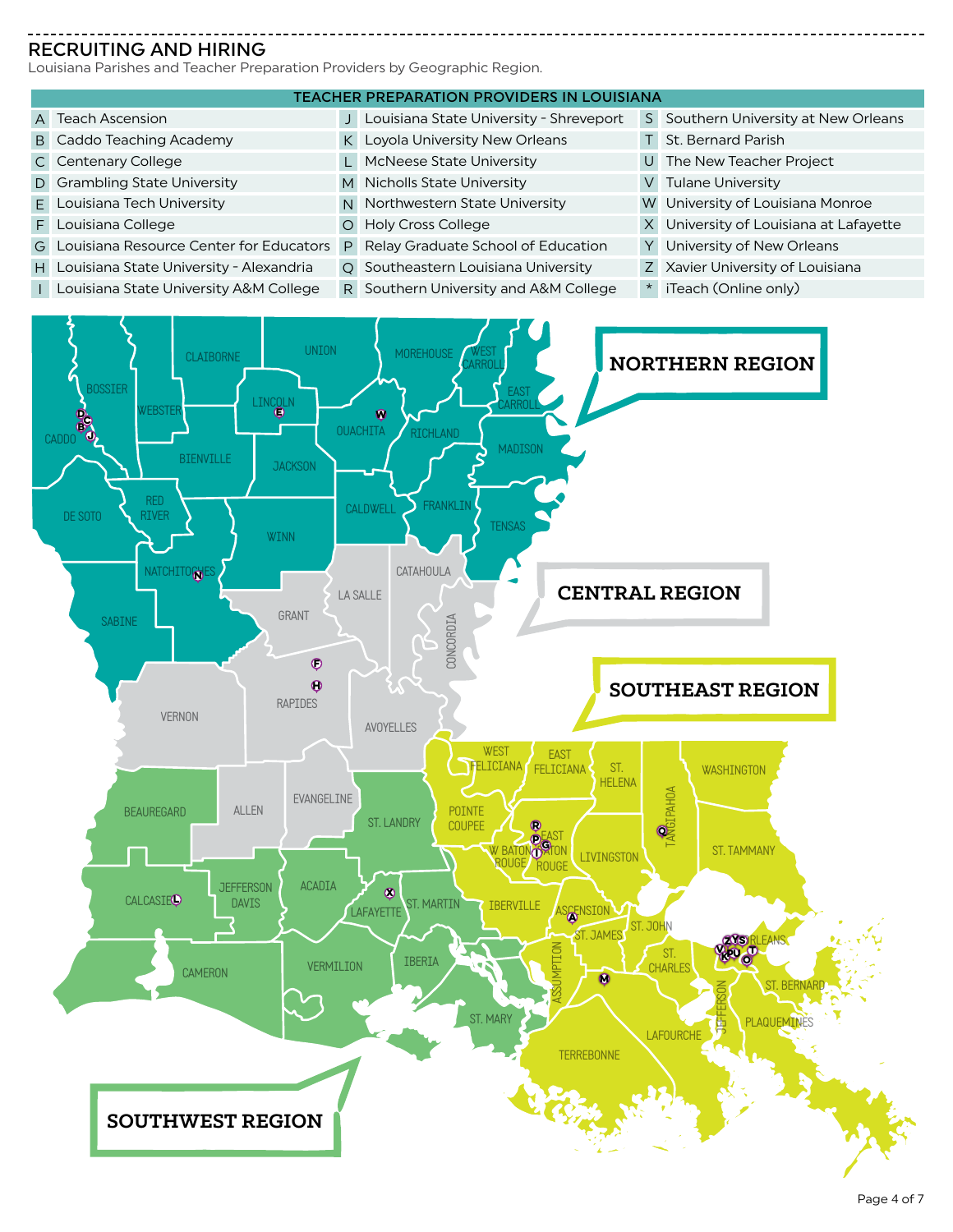## RECRUITING AND HIRING

Louisiana Parishes and Teacher Preparation Providers by Geographic Region.

| TEACHER PREPARATION PROVIDERS IN LOUISIANA | | | | | |
|---|---|---|---|---|---|
| A | Teach Ascension | J | Louisiana State University - Shreveport | S | Southern University at New Orleans |
| B | Caddo Teaching Academy | K | Loyola University New Orleans | T | St. Bernard Parish |
| C | Centenary College | L | McNeese State University | U | The New Teacher Project |
| D | Grambling State University | M | Nicholls State University | V | Tulane University |
| E | Louisiana Tech University | N | Northwestern State University | W | University of Louisiana Monroe |
| F | Louisiana College | O | Holy Cross College | X | University of Louisiana at Lafayette |
| G | Louisiana Resource Center for Educators | P | Relay Graduate School of Education | Y | University of New Orleans |
| H | Louisiana State University - Alexandria | Q | Southeastern Louisiana University | Z | Xavier University of Louisiana |
| I | Louisiana State University A&M College | R | Southern University and A&M College | * | iTeach (Online only) |

**NORTHERN REGION**: Caddo, Bossier, Webster, Claiborne, Union, Morehouse, West Carroll, East Carroll, Lincoln, Ouachita, Richland, Madison, Bienville, Jackson, De Soto, Red River, Winn, Caldwell, Franklin, Tensas, Natchitoches, Sabine

**CENTRAL REGION**: Grant, La Salle, Catahoula, Concordia, Rapides, Vernon, Avoyelles, Allen, Evangeline

**SOUTHEAST REGION**: West Feliciana, East Feliciana, St. Helena, Tangipahoa, Washington, Pointe Coupee, W Baton Rouge, East Baton Rouge, Livingston, St. Tammany, Iberville, Ascension, St. James, St. John, St. Charles, Orleans, St. Bernard, Assumption, Lafourche, Jefferson, Plaquemines, Terrebonne

**SOUTHWEST REGION**: Beauregard, Calcasieu, Jefferson Davis, Acadia, St. Landry, Lafayette, St. Martin, Cameron, Vermilion, Iberia, St. Mary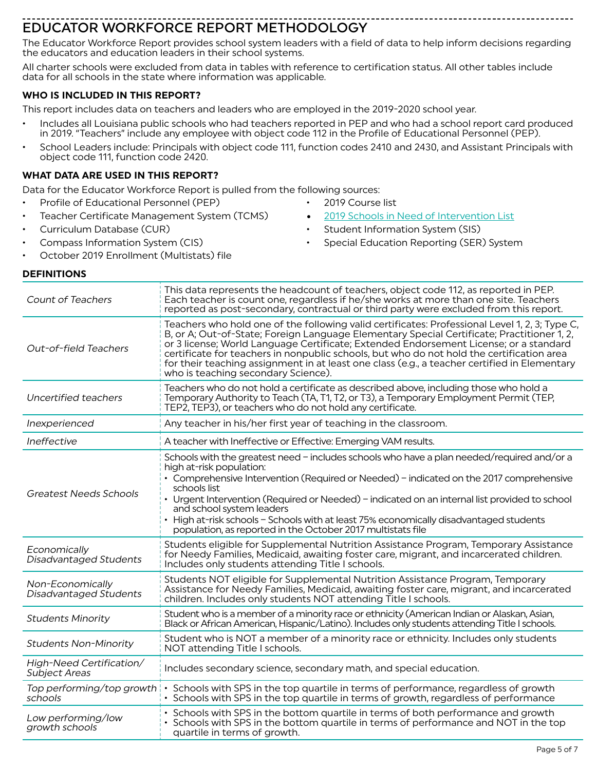# EDUCATOR WORKFORCE REPORT METHODOLOGY

The Educator Workforce Report provides school system leaders with a field of data to help inform decisions regarding the educators and education leaders in their school systems.

All charter schools were excluded from data in tables with reference to certification status. All other tables include data for all schools in the state where information was applicable.

### WHO IS INCLUDED IN THIS REPORT?

This report includes data on teachers and leaders who are employed in the 2019-2020 school year.

- Includes all Louisiana public schools who had teachers reported in PEP and who had a school report card produced in 2019. "Teachers" include any employee with object code 112 in the Profile of Educational Personnel (PEP).
- School Leaders include: Principals with object code 111, function codes 2410 and 2430, and Assistant Principals with object code 111, function code 2420.

### WHAT DATA ARE USED IN THIS REPORT?

Data for the Educator Workforce Report is pulled from the following sources:

- Profile of Educational Personnel (PEP)
- Teacher Certificate Management System (TCMS)
- Curriculum Database (CUR)
- Compass Information System (CIS)
- October 2019 Enrollment (Multistats) file
- 2019 Course list
- 2019 Schools in Need of Intervention List
- Student Information System (SIS)
- Special Education Reporting (SER) System

### DEFINITIONS

| | |
|---|---|
| *Count of Teachers* | This data represents the headcount of teachers, object code 112, as reported in PEP. Each teacher is count one, regardless if he/she works at more than one site. Teachers reported as post-secondary, contractual or third party were excluded from this report. |
| *Out-of-field Teachers* | Teachers who hold one of the following valid certificates: Professional Level 1, 2, 3; Type C, B, or A; Out-of-State; Foreign Language Elementary Special Certificate; Practitioner 1, 2, or 3 license; World Language Certificate; Extended Endorsement License; or a standard certificate for teachers in nonpublic schools, but who do not hold the certification area for their teaching assignment in at least one class (e.g., a teacher certified in Elementary who is teaching secondary Science). |
| *Uncertified teachers* | Teachers who do not hold a certificate as described above, including those who hold a Temporary Authority to Teach (TA, T1, T2, or T3), a Temporary Employment Permit (TEP, TEP2, TEP3), or teachers who do not hold any certificate. |
| *Inexperienced* | Any teacher in his/her first year of teaching in the classroom. |
| *Ineffective* | A teacher with Ineffective or Effective: Emerging VAM results. |
| *Greatest Needs Schools* | Schools with the greatest need – includes schools who have a plan needed/required and/or a high at-risk population:<br>• Comprehensive Intervention (Required or Needed) – indicated on the 2017 comprehensive schools list<br>• Urgent Intervention (Required or Needed) – indicated on an internal list provided to school and school system leaders<br>• High at-risk schools – Schools with at least 75% economically disadvantaged students population, as reported in the October 2017 multistats file |
| *Economically Disadvantaged Students* | Students eligible for Supplemental Nutrition Assistance Program, Temporary Assistance for Needy Families, Medicaid, awaiting foster care, migrant, and incarcerated children. Includes only students attending Title I schools. |
| *Non-Economically Disadvantaged Students* | Students NOT eligible for Supplemental Nutrition Assistance Program, Temporary Assistance for Needy Families, Medicaid, awaiting foster care, migrant, and incarcerated children. Includes only students NOT attending Title I schools. |
| *Students Minority* | Student who is a member of a minority race or ethnicity (American Indian or Alaskan, Asian, Black or African American, Hispanic/Latino). Includes only students attending Title I schools. |
| *Students Non-Minority* | Student who is NOT a member of a minority race or ethnicity. Includes only students NOT attending Title I schools. |
| *High-Need Certification/ Subject Areas* | Includes secondary science, secondary math, and special education. |
| *Top performing/top growth schools* | • Schools with SPS in the top quartile in terms of performance, regardless of growth<br>• Schools with SPS in the top quartile in terms of growth, regardless of performance |
| *Low performing/low growth schools* | • Schools with SPS in the bottom quartile in terms of both performance and growth<br>• Schools with SPS in the bottom quartile in terms of performance and NOT in the top quartile in terms of growth. |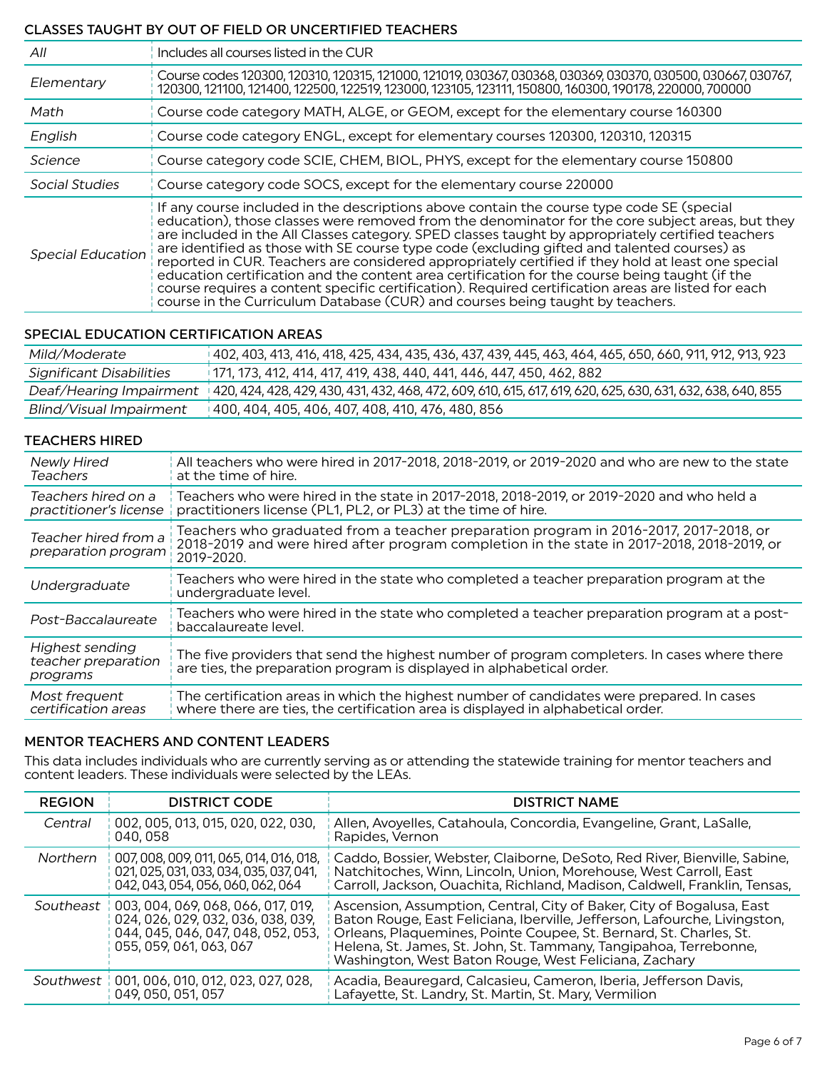## CLASSES TAUGHT BY OUT OF FIELD OR UNCERTIFIED TEACHERS

| | |
|---|---|
| *All* | Includes all courses listed in the CUR |
| *Elementary* | Course codes 120300, 120310, 120315, 121000, 121019, 030367, 030368, 030369, 030370, 030500, 030667, 030767, 120300, 121100, 121400, 122500, 122519, 123000, 123105, 123111, 150800, 160300, 190178, 220000, 700000 |
| *Math* | Course code category MATH, ALGE, or GEOM, except for the elementary course 160300 |
| *English* | Course code category ENGL, except for elementary courses 120300, 120310, 120315 |
| *Science* | Course category code SCIE, CHEM, BIOL, PHYS, except for the elementary course 150800 |
| *Social Studies* | Course category code SOCS, except for the elementary course 220000 |
| *Special Education* | If any course included in the descriptions above contain the course type code SE (special education), those classes were removed from the denominator for the core subject areas, but they are included in the All Classes category. SPED classes taught by appropriately certified teachers are identified as those with SE course type code (excluding gifted and talented courses) as reported in CUR. Teachers are considered appropriately certified if they hold at least one special education certification and the content area certification for the course being taught (if the course requires a content specific certification). Required certification areas are listed for each course in the Curriculum Database (CUR) and courses being taught by teachers. |

## SPECIAL EDUCATION CERTIFICATION AREAS

| | |
|---|---|
| *Mild/Moderate* | 402, 403, 413, 416, 418, 425, 434, 435, 436, 437, 439, 445, 463, 464, 465, 650, 660, 911, 912, 913, 923 |
| *Significant Disabilities* | 171, 173, 412, 414, 417, 419, 438, 440, 441, 446, 447, 450, 462, 882 |
| *Deaf/Hearing Impairment* | 420, 424, 428, 429, 430, 431, 432, 468, 472, 609, 610, 615, 617, 619, 620, 625, 630, 631, 632, 638, 640, 855 |
| *Blind/Visual Impairment* | 400, 404, 405, 406, 407, 408, 410, 476, 480, 856 |

## TEACHERS HIRED

| | |
|---|---|
| *Newly Hired Teachers* | All teachers who were hired in 2017-2018, 2018-2019, or 2019-2020 and who are new to the state at the time of hire. |
| *Teachers hired on a practitioner's license* | Teachers who were hired in the state in 2017-2018, 2018-2019, or 2019-2020 and who held a practitioners license (PL1, PL2, or PL3) at the time of hire. |
| *Teacher hired from a preparation program* | Teachers who graduated from a teacher preparation program in 2016-2017, 2017-2018, or 2018-2019 and were hired after program completion in the state in 2017-2018, 2018-2019, or 2019-2020. |
| *Undergraduate* | Teachers who were hired in the state who completed a teacher preparation program at the undergraduate level. |
| *Post-Baccalaureate* | Teachers who were hired in the state who completed a teacher preparation program at a post-baccalaureate level. |
| *Highest sending teacher preparation programs* | The five providers that send the highest number of program completers. In cases where there are ties, the preparation program is displayed in alphabetical order. |
| *Most frequent certification areas* | The certification areas in which the highest number of candidates were prepared. In cases where there are ties, the certification area is displayed in alphabetical order. |

## MENTOR TEACHERS AND CONTENT LEADERS

This data includes individuals who are currently serving as or attending the statewide training for mentor teachers and content leaders. These individuals were selected by the LEAs.

| REGION | DISTRICT CODE | DISTRICT NAME |
|---|---|---|
| *Central* | 002, 005, 013, 015, 020, 022, 030, 040, 058 | Allen, Avoyelles, Catahoula, Concordia, Evangeline, Grant, LaSalle, Rapides, Vernon |
| *Northern* | 007, 008, 009, 011, 065, 014, 016, 018, 021, 025, 031, 033, 034, 035, 037, 041, 042, 043, 054, 056, 060, 062, 064 | Caddo, Bossier, Webster, Claiborne, DeSoto, Red River, Bienville, Sabine, Natchitoches, Winn, Lincoln, Union, Morehouse, West Carroll, East Carroll, Jackson, Ouachita, Richland, Madison, Caldwell, Franklin, Tensas, |
| *Southeast* | 003, 004, 069, 068, 066, 017, 019, 024, 026, 029, 032, 036, 038, 039, 044, 045, 046, 047, 048, 052, 053, 055, 059, 061, 063, 067 | Ascension, Assumption, Central, City of Baker, City of Bogalusa, East Baton Rouge, East Feliciana, Iberville, Jefferson, Lafourche, Livingston, Orleans, Plaquemines, Pointe Coupee, St. Bernard, St. Charles, St. Helena, St. James, St. John, St. Tammany, Tangipahoa, Terrebonne, Washington, West Baton Rouge, West Feliciana, Zachary |
| *Southwest* | 001, 006, 010, 012, 023, 027, 028, 049, 050, 051, 057 | Acadia, Beauregard, Calcasieu, Cameron, Iberia, Jefferson Davis, Lafayette, St. Landry, St. Martin, St. Mary, Vermilion |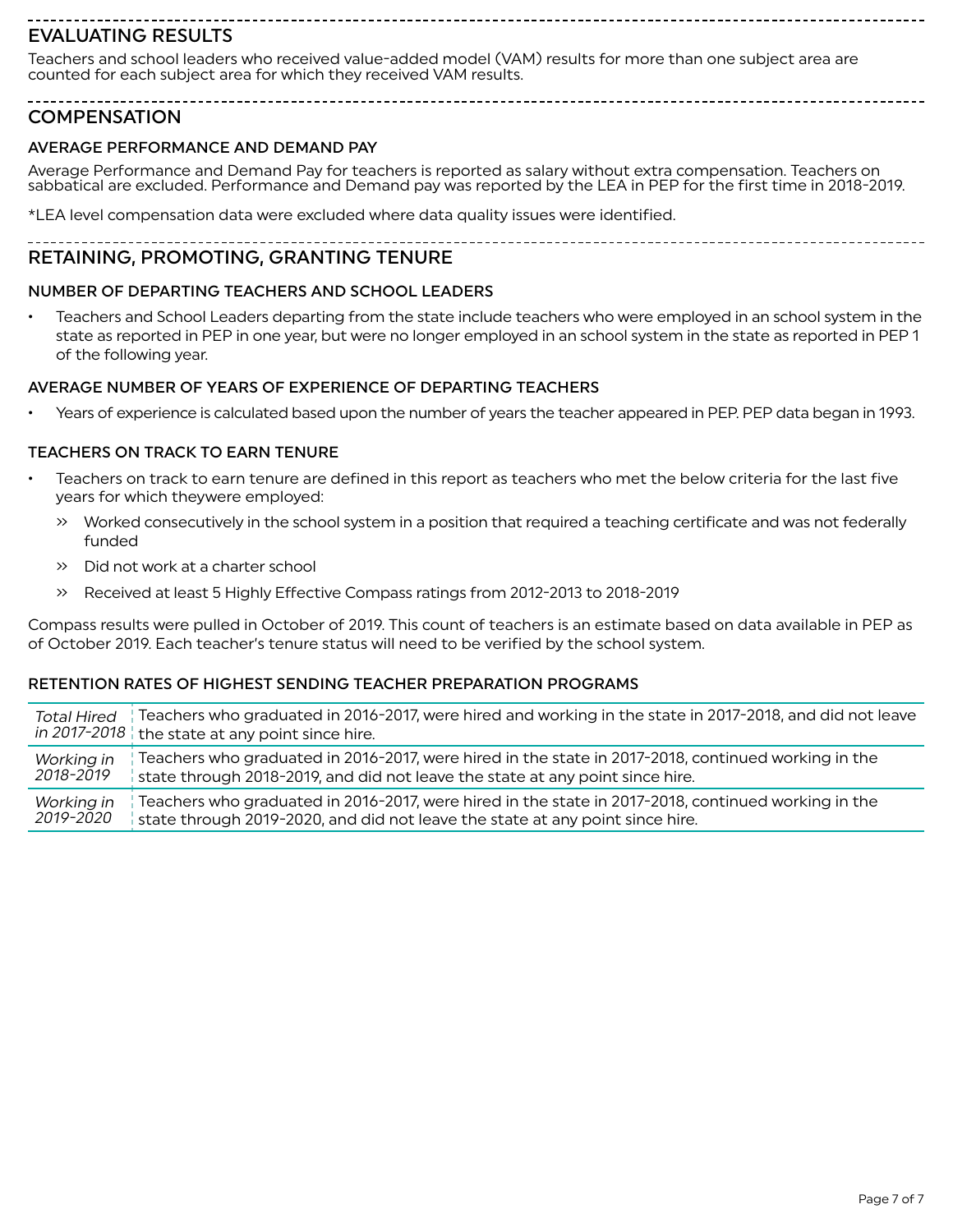## EVALUATING RESULTS

Teachers and school leaders who received value-added model (VAM) results for more than one subject area are counted for each subject area for which they received VAM results.

## COMPENSATION

### AVERAGE PERFORMANCE AND DEMAND PAY

Average Performance and Demand Pay for teachers is reported as salary without extra compensation. Teachers on sabbatical are excluded. Performance and Demand pay was reported by the LEA in PEP for the first time in 2018-2019.

*LEA level compensation data were excluded where data quality issues were identified.

## RETAINING, PROMOTING, GRANTING TENURE

### NUMBER OF DEPARTING TEACHERS AND SCHOOL LEADERS

- Teachers and School Leaders departing from the state include teachers who were employed in an school system in the state as reported in PEP in one year, but were no longer employed in an school system in the state as reported in PEP 1 of the following year.

### AVERAGE NUMBER OF YEARS OF EXPERIENCE OF DEPARTING TEACHERS

- Years of experience is calculated based upon the number of years the teacher appeared in PEP. PEP data began in 1993.

### TEACHERS ON TRACK TO EARN TENURE

- Teachers on track to earn tenure are defined in this report as teachers who met the below criteria for the last five years for which theywere employed:
  - Worked consecutively in the school system in a position that required a teaching certificate and was not federally funded
  - Did not work at a charter school
  - Received at least 5 Highly Effective Compass ratings from 2012-2013 to 2018-2019

Compass results were pulled in October of 2019. This count of teachers is an estimate based on data available in PEP as of October 2019. Each teacher's tenure status will need to be verified by the school system.

### RETENTION RATES OF HIGHEST SENDING TEACHER PREPARATION PROGRAMS

| | |
|---|---|
| *Total Hired in 2017-2018* | Teachers who graduated in 2016-2017, were hired and working in the state in 2017-2018, and did not leave the state at any point since hire. |
| *Working in 2018-2019* | Teachers who graduated in 2016-2017, were hired in the state in 2017-2018, continued working in the state through 2018-2019, and did not leave the state at any point since hire. |
| *Working in 2019-2020* | Teachers who graduated in 2016-2017, were hired in the state in 2017-2018, continued working in the state through 2019-2020, and did not leave the state at any point since hire. |